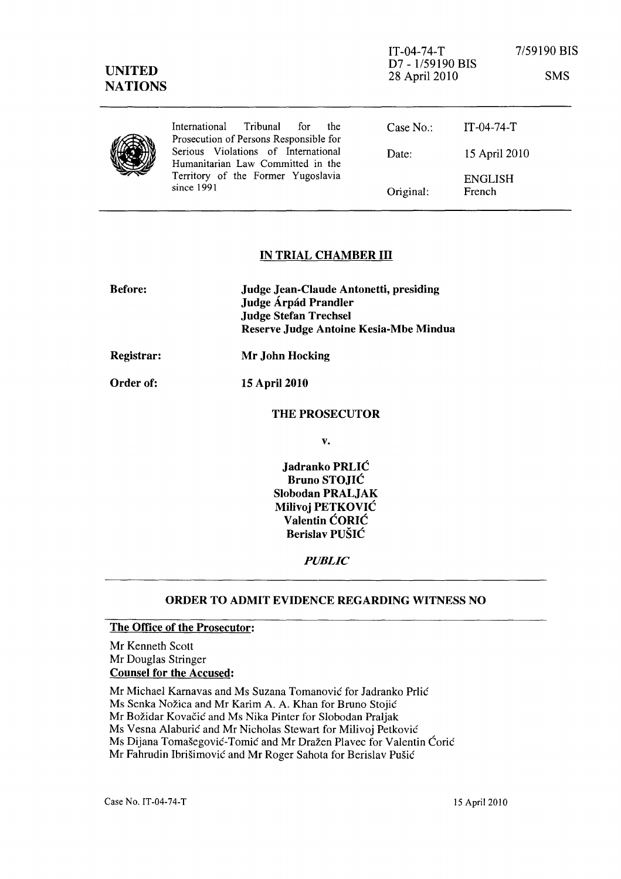IT-04-74-T
D7 - 1/59190 BIS
28 April 2010

7/59190 BIS

SMS

**UNITED NATIONS**

| | | |
|---|---|---|
| International Tribunal for the Prosecution of Persons Responsible for Serious Violations of International Humanitarian Law Committed in the Territory of the Former Yugoslavia since 1991 | Case No.: | IT-04-74-T |
| | Date: | 15 April 2010 |
| | Original: | ENGLISH French |

## IN TRIAL CHAMBER III

**Before:** **Judge Jean-Claude Antonetti, presiding**
**Judge Árpád Prandler**
**Judge Stefan Trechsel**
**Reserve Judge Antoine Kesia-Mbe Mindua**

**Registrar:** **Mr John Hocking**

**Order of:** **15 April 2010**

**THE PROSECUTOR**

**v.**

**Jadranko PRLIĆ**
**Bruno STOJIĆ**
**Slobodan PRALJAK**
**Milivoj PETKOVIĆ**
**Valentin ĆORIĆ**
**Berislav PUŠIĆ**

***PUBLIC***

## ORDER TO ADMIT EVIDENCE REGARDING WITNESS NO

**The Office of the Prosecutor:**

Mr Kenneth Scott
Mr Douglas Stringer

**Counsel for the Accused:**

Mr Michael Karnavas and Ms Suzana Tomanović for Jadranko Prlić
Ms Senka Nožica and Mr Karim A. A. Khan for Bruno Stojić
Mr Božidar Kovačić and Ms Nika Pinter for Slobodan Praljak
Ms Vesna Alaburić and Mr Nicholas Stewart for Milivoj Petković
Ms Dijana Tomašegović-Tomić and Mr Dražen Plavec for Valentin Ćorić
Mr Fahrudin Ibrišimović and Mr Roger Sahota for Berislav Pušić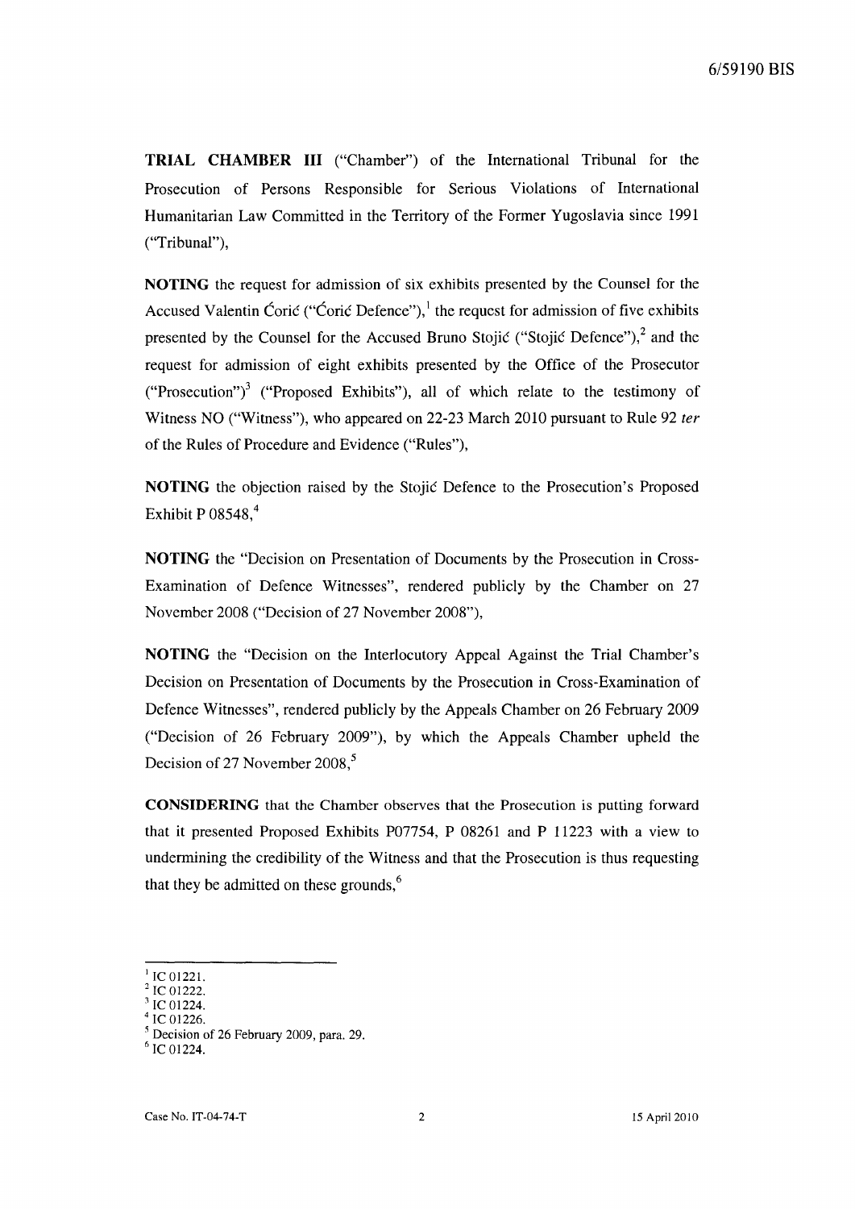**TRIAL CHAMBER III** ("Chamber") of the International Tribunal for the Prosecution of Persons Responsible for Serious Violations of International Humanitarian Law Committed in the Territory of the Former Yugoslavia since 1991 ("Tribunal"),

**NOTING** the request for admission of six exhibits presented by the Counsel for the Accused Valentin Ćorić ("Ćorić Defence"),[1] the request for admission of five exhibits presented by the Counsel for the Accused Bruno Stojić ("Stojić Defence"),[2] and the request for admission of eight exhibits presented by the Office of the Prosecutor ("Prosecution")[3] ("Proposed Exhibits"), all of which relate to the testimony of Witness NO ("Witness"), who appeared on 22-23 March 2010 pursuant to Rule 92 *ter* of the Rules of Procedure and Evidence ("Rules"),

**NOTING** the objection raised by the Stojić Defence to the Prosecution's Proposed Exhibit P 08548,[4]

**NOTING** the "Decision on Presentation of Documents by the Prosecution in Cross-Examination of Defence Witnesses", rendered publicly by the Chamber on 27 November 2008 ("Decision of 27 November 2008"),

**NOTING** the "Decision on the Interlocutory Appeal Against the Trial Chamber's Decision on Presentation of Documents by the Prosecution in Cross-Examination of Defence Witnesses", rendered publicly by the Appeals Chamber on 26 February 2009 ("Decision of 26 February 2009"), by which the Appeals Chamber upheld the Decision of 27 November 2008,[5]

**CONSIDERING** that the Chamber observes that the Prosecution is putting forward that it presented Proposed Exhibits P07754, P 08261 and P 11223 with a view to undermining the credibility of the Witness and that the Prosecution is thus requesting that they be admitted on these grounds,[6]

---

[1] IC 01221.
[2] IC 01222.
[3] IC 01224.
[4] IC 01226.
[5] Decision of 26 February 2009, para. 29.
[6] IC 01224.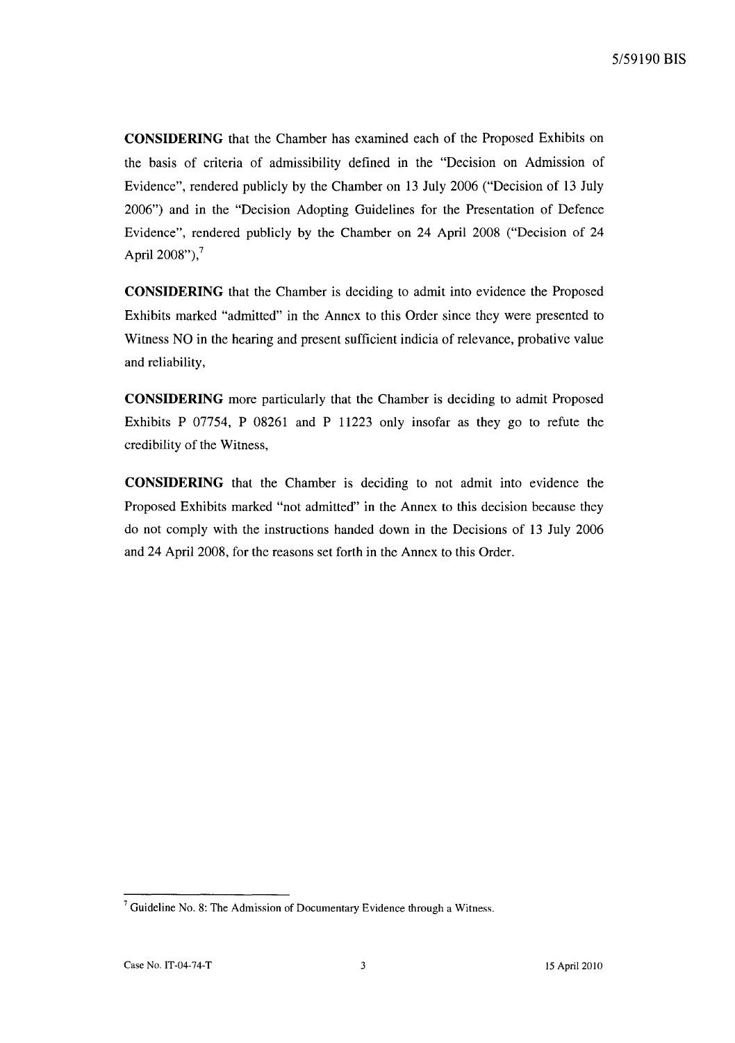**CONSIDERING** that the Chamber has examined each of the Proposed Exhibits on the basis of criteria of admissibility defined in the "Decision on Admission of Evidence", rendered publicly by the Chamber on 13 July 2006 ("Decision of 13 July 2006") and in the "Decision Adopting Guidelines for the Presentation of Defence Evidence", rendered publicly by the Chamber on 24 April 2008 ("Decision of 24 April 2008"),[7]

**CONSIDERING** that the Chamber is deciding to admit into evidence the Proposed Exhibits marked "admitted" in the Annex to this Order since they were presented to Witness NO in the hearing and present sufficient indicia of relevance, probative value and reliability,

**CONSIDERING** more particularly that the Chamber is deciding to admit Proposed Exhibits P 07754, P 08261 and P 11223 only insofar as they go to refute the credibility of the Witness,

**CONSIDERING** that the Chamber is deciding to not admit into evidence the Proposed Exhibits marked "not admitted" in the Annex to this decision because they do not comply with the instructions handed down in the Decisions of 13 July 2006 and 24 April 2008, for the reasons set forth in the Annex to this Order.

---

[7] Guideline No. 8: The Admission of Documentary Evidence through a Witness.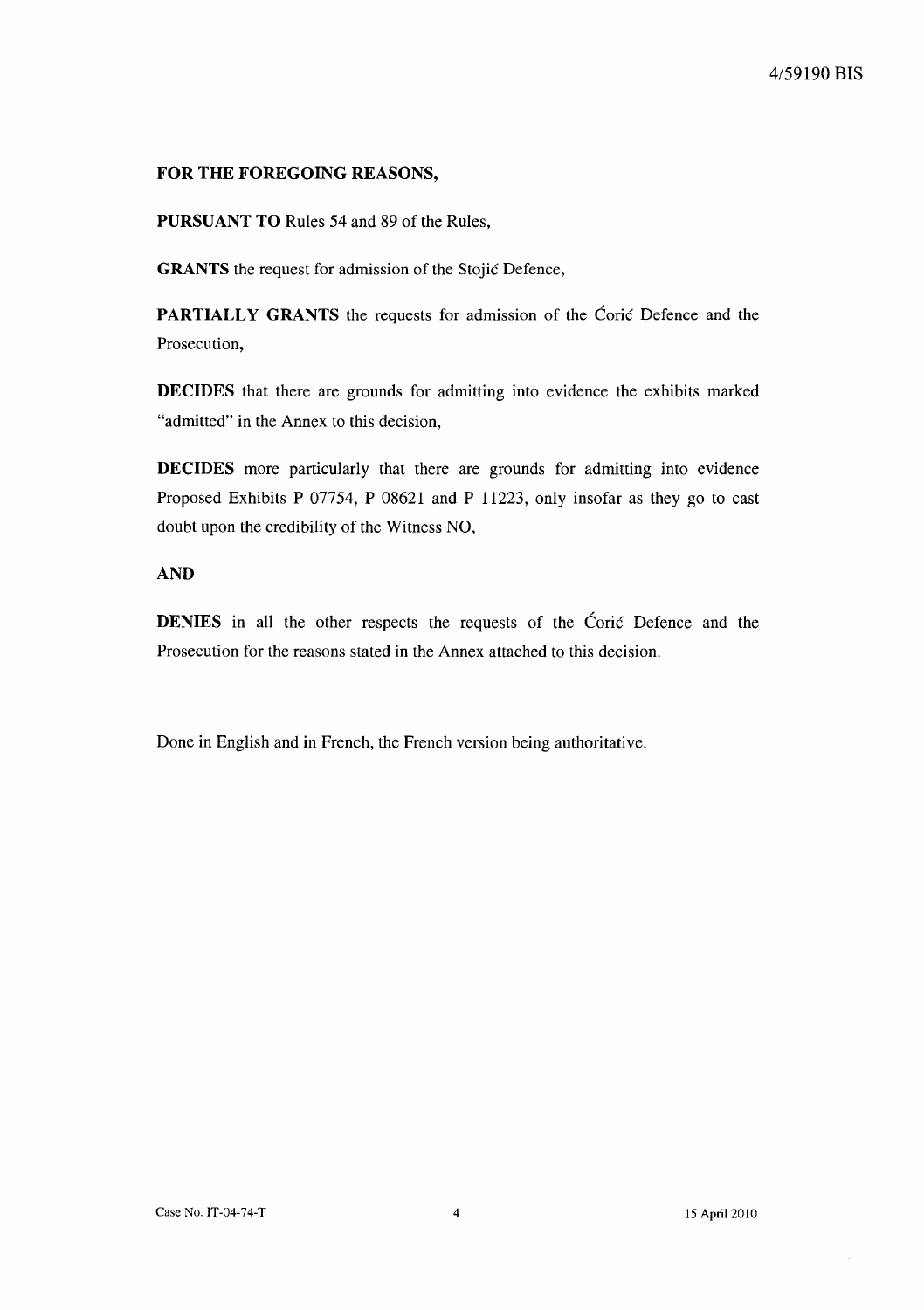**FOR THE FOREGOING REASONS,**

**PURSUANT TO** Rules 54 and 89 of the Rules,

**GRANTS** the request for admission of the Stojić Defence,

**PARTIALLY GRANTS** the requests for admission of the Ćorić Defence and the Prosecution,

**DECIDES** that there are grounds for admitting into evidence the exhibits marked "admitted" in the Annex to this decision,

**DECIDES** more particularly that there are grounds for admitting into evidence Proposed Exhibits P 07754, P 08621 and P 11223, only insofar as they go to cast doubt upon the credibility of the Witness NO,

**AND**

**DENIES** in all the other respects the requests of the Ćorić Defence and the Prosecution for the reasons stated in the Annex attached to this decision.

Done in English and in French, the French version being authoritative.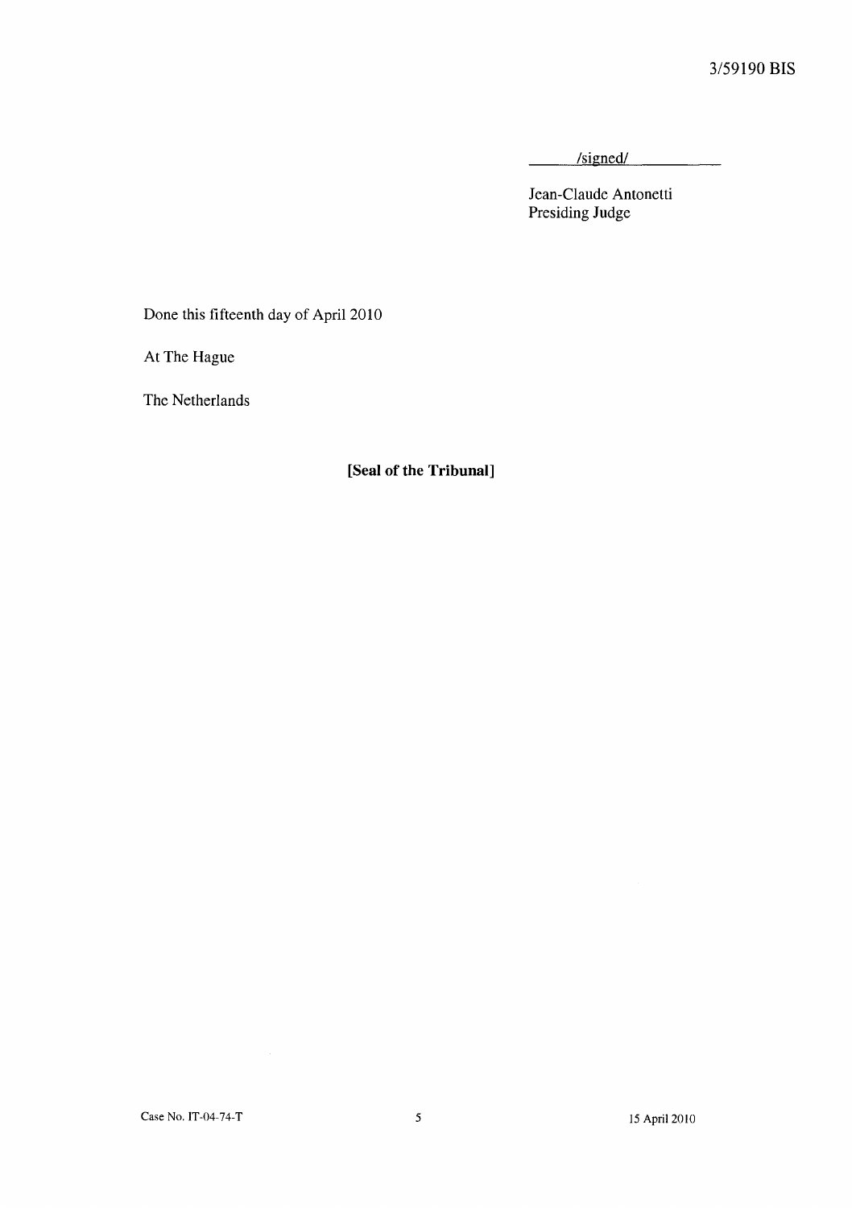/signed/

Jean-Claude Antonetti
Presiding Judge

Done this fifteenth day of April 2010

At The Hague

The Netherlands

**[Seal of the Tribunal]**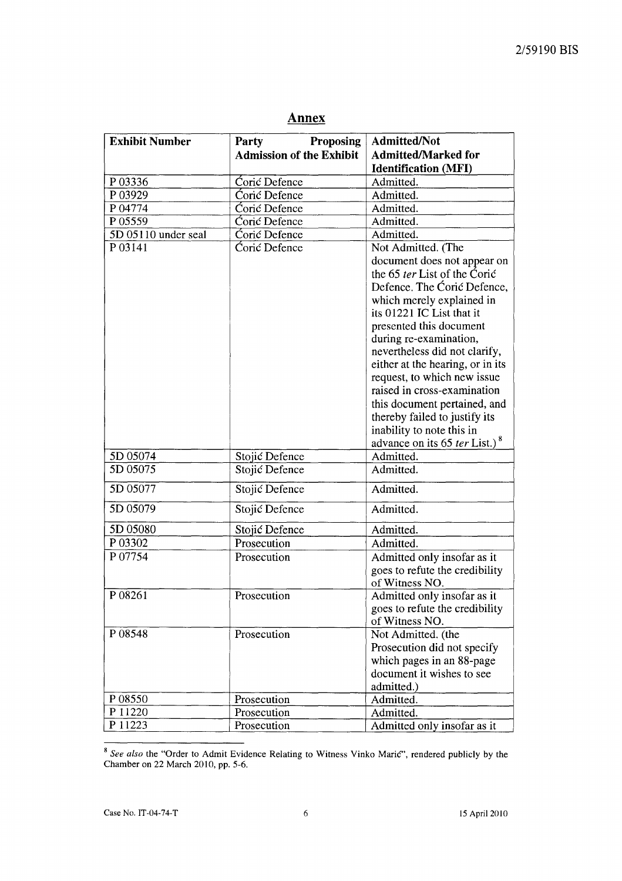## Annex

| Exhibit Number | Party Proposing Admission of the Exhibit | Admitted/Not Admitted/Marked for Identification (MFI) |
|---|---|---|
| P 03336 | Ćorić Defence | Admitted. |
| P 03929 | Ćorić Defence | Admitted. |
| P 04774 | Ćorić Defence | Admitted. |
| P 05559 | Ćorić Defence | Admitted. |
| 5D 05110 under seal | Ćorić Defence | Admitted. |
| P 03141 | Ćorić Defence | Not Admitted. (The document does not appear on the 65 *ter* List of the Ćorić Defence. The Ćorić Defence, which merely explained in its 01221 IC List that it presented this document during re-examination, nevertheless did not clarify, either at the hearing, or in its request, to which new issue raised in cross-examination this document pertained, and thereby failed to justify its inability to note this in advance on its 65 *ter* List.) [8] |
| 5D 05074 | Stojić Defence | Admitted. |
| 5D 05075 | Stojić Defence | Admitted. |
| 5D 05077 | Stojić Defence | Admitted. |
| 5D 05079 | Stojić Defence | Admitted. |
| 5D 05080 | Stojić Defence | Admitted. |
| P 03302 | Prosecution | Admitted. |
| P 07754 | Prosecution | Admitted only insofar as it goes to refute the credibility of Witness NO. |
| P 08261 | Prosecution | Admitted only insofar as it goes to refute the credibility of Witness NO. |
| P 08548 | Prosecution | Not Admitted. (the Prosecution did not specify which pages in an 88-page document it wishes to see admitted.) |
| P 08550 | Prosecution | Admitted. |
| P 11220 | Prosecution | Admitted. |
| P 11223 | Prosecution | Admitted only insofar as it |

[8] *See also* the "Order to Admit Evidence Relating to Witness Vinko Marić", rendered publicly by the Chamber on 22 March 2010, pp. 5-6.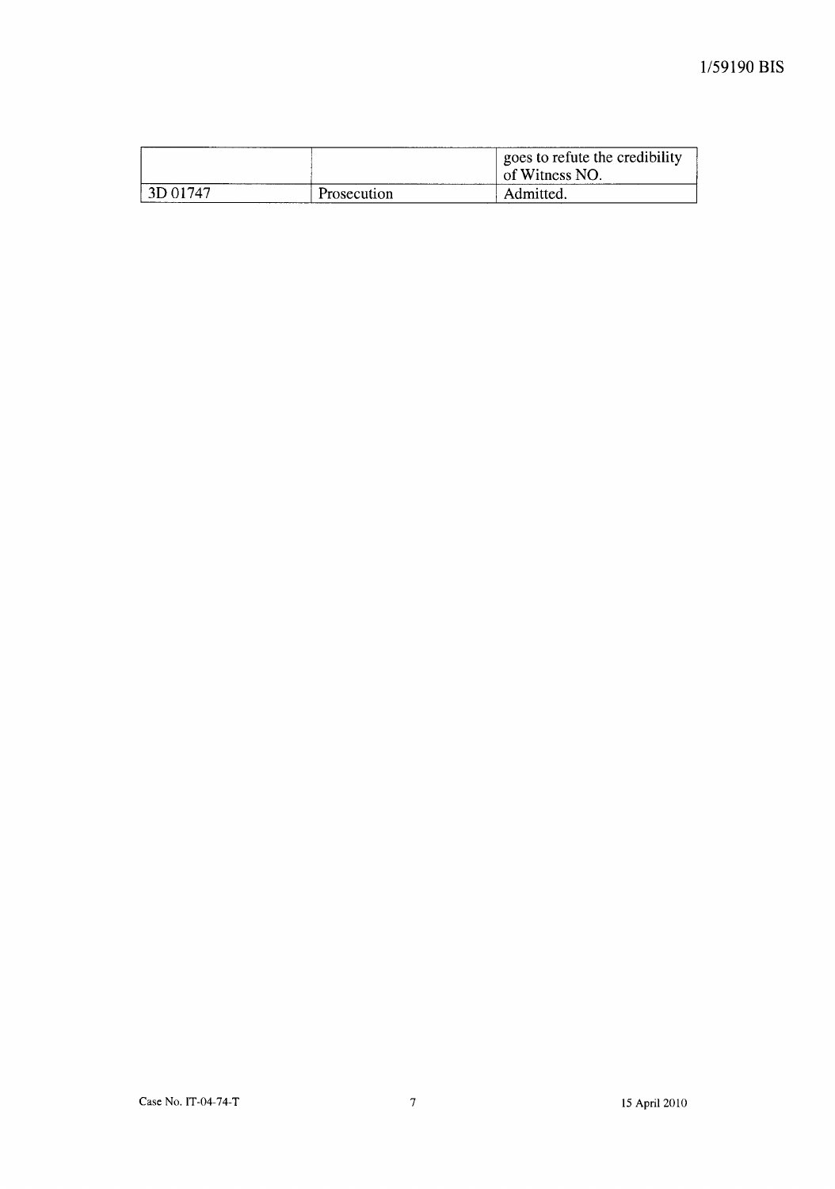| | | |
|---|---|---|
| | | goes to refute the credibility of Witness NO. |
| 3D 01747 | Prosecution | Admitted. |